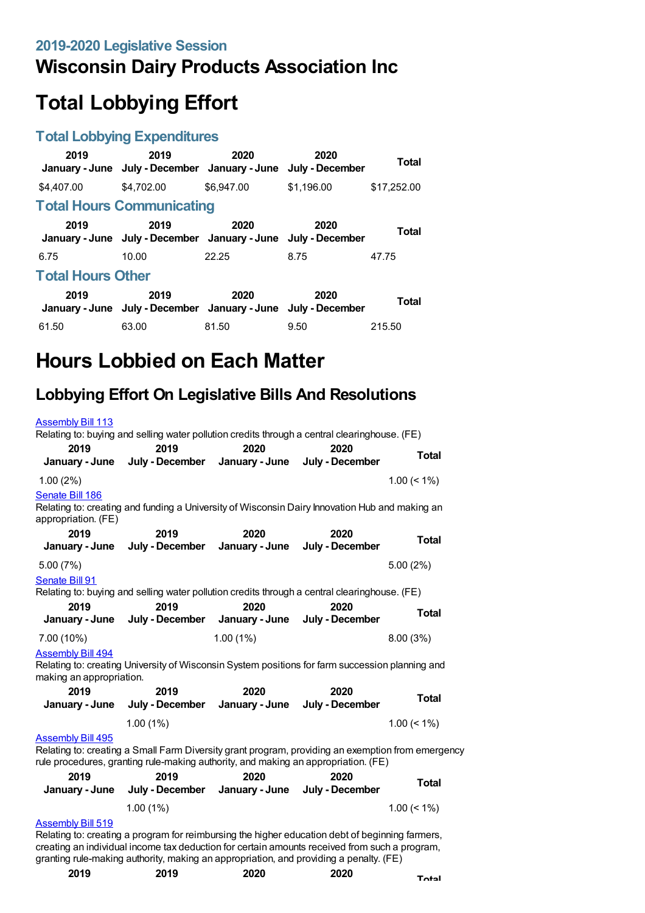## 2019-2020 Legislative Session

# Wisconsin Dairy Products Association Inc

# Total Lobbying Effort

### Total Lobbying Expenditures

| 2019 January - June | 2019 July - December | 2020 January - June | 2020 July - December | Total |
|---|---|---|---|---|
| $4,407.00 | $4,702.00 | $6,947.00 | $1,196.00 | $17,252.00 |

### Total Hours Communicating

| 2019 January - June | 2019 July - December | 2020 January - June | 2020 July - December | Total |
|---|---|---|---|---|
| 6.75 | 10.00 | 22.25 | 8.75 | 47.75 |

### Total Hours Other

| 2019 January - June | 2019 July - December | 2020 January - June | 2020 July - December | Total |
|---|---|---|---|---|
| 61.50 | 63.00 | 81.50 | 9.50 | 215.50 |

# Hours Lobbied on Each Matter

## Lobbying Effort On Legislative Bills And Resolutions

[Assembly Bill 113](#)
Relating to: buying and selling water pollution credits through a central clearinghouse. (FE)

| 2019 January - June | 2019 July - December | 2020 January - June | 2020 July - December | Total |
|---|---|---|---|---|
| 1.00 (2%) | | | | 1.00 (< 1%) |

[Senate Bill 186](#)
Relating to: creating and funding a University of Wisconsin Dairy Innovation Hub and making an appropriation. (FE)

| 2019 January - June | 2019 July - December | 2020 January - June | 2020 July - December | Total |
|---|---|---|---|---|
| 5.00 (7%) | | | | 5.00 (2%) |

[Senate Bill 91](#)
Relating to: buying and selling water pollution credits through a central clearinghouse. (FE)

| 2019 January - June | 2019 July - December | 2020 January - June | 2020 July - December | Total |
|---|---|---|---|---|
| 7.00 (10%) | | 1.00 (1%) | | 8.00 (3%) |

[Assembly Bill 494](#)
Relating to: creating University of Wisconsin System positions for farm succession planning and making an appropriation.

| 2019 January - June | 2019 July - December | 2020 January - June | 2020 July - December | Total |
|---|---|---|---|---|
| | 1.00 (1%) | | | 1.00 (< 1%) |

[Assembly Bill 495](#)
Relating to: creating a Small Farm Diversity grant program, providing an exemption from emergency rule procedures, granting rule-making authority, and making an appropriation. (FE)

| 2019 January - June | 2019 July - December | 2020 January - June | 2020 July - December | Total |
|---|---|---|---|---|
| | 1.00 (1%) | | | 1.00 (< 1%) |

[Assembly Bill 519](#)
Relating to: creating a program for reimbursing the higher education debt of beginning farmers, creating an individual income tax deduction for certain amounts received from such a program, granting rule-making authority, making an appropriation, and providing a penalty. (FE)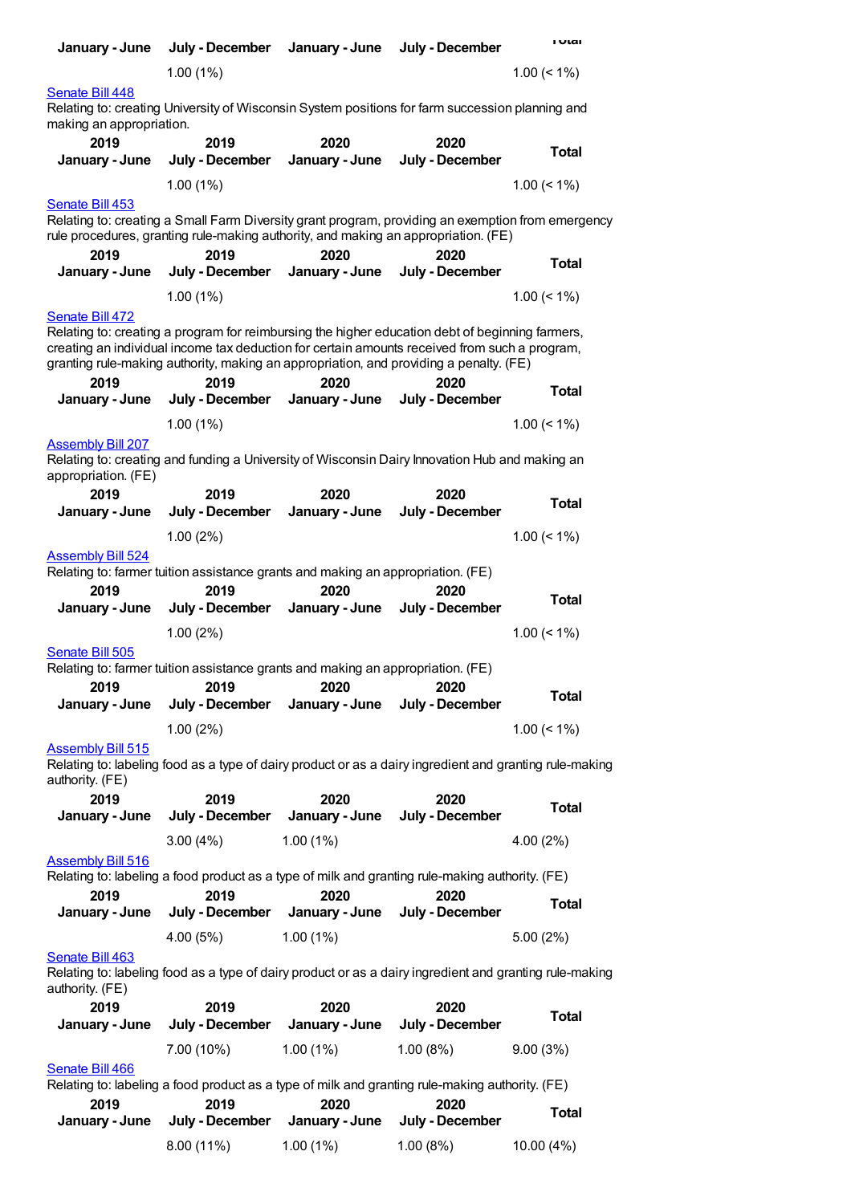| January - June | July - December | January - June | July - December | Total |
|---|---|---|---|---|
| | 1.00 (1%) | | | 1.00 (< 1%) |

Senate Bill 448

Relating to: creating University of Wisconsin System positions for farm succession planning and making an appropriation.

| 2019 January - June | 2019 July - December | 2020 January - June | 2020 July - December | Total |
|---|---|---|---|---|
| | 1.00 (1%) | | | 1.00 (< 1%) |

Senate Bill 453

Relating to: creating a Small Farm Diversity grant program, providing an exemption from emergency rule procedures, granting rule-making authority, and making an appropriation. (FE)

| 2019 January - June | 2019 July - December | 2020 January - June | 2020 July - December | Total |
|---|---|---|---|---|
| | 1.00 (1%) | | | 1.00 (< 1%) |

Senate Bill 472

Relating to: creating a program for reimbursing the higher education debt of beginning farmers, creating an individual income tax deduction for certain amounts received from such a program, granting rule-making authority, making an appropriation, and providing a penalty. (FE)

| 2019 January - June | 2019 July - December | 2020 January - June | 2020 July - December | Total |
|---|---|---|---|---|
| | 1.00 (1%) | | | 1.00 (< 1%) |

Assembly Bill 207

Relating to: creating and funding a University of Wisconsin Dairy Innovation Hub and making an appropriation. (FE)

| 2019 January - June | 2019 July - December | 2020 January - June | 2020 July - December | Total |
|---|---|---|---|---|
| | 1.00 (2%) | | | 1.00 (< 1%) |

Assembly Bill 524

Relating to: farmer tuition assistance grants and making an appropriation. (FE)

| 2019 January - June | 2019 July - December | 2020 January - June | 2020 July - December | Total |
|---|---|---|---|---|
| | 1.00 (2%) | | | 1.00 (< 1%) |

Senate Bill 505

Relating to: farmer tuition assistance grants and making an appropriation. (FE)

| 2019 January - June | 2019 July - December | 2020 January - June | 2020 July - December | Total |
|---|---|---|---|---|
| | 1.00 (2%) | | | 1.00 (< 1%) |

Assembly Bill 515

Relating to: labeling food as a type of dairy product or as a dairy ingredient and granting rule-making authority. (FE)

| 2019 January - June | 2019 July - December | 2020 January - June | 2020 July - December | Total |
|---|---|---|---|---|
| | 3.00 (4%) | 1.00 (1%) | | 4.00 (2%) |

Assembly Bill 516

Relating to: labeling a food product as a type of milk and granting rule-making authority. (FE)

| 2019 January - June | 2019 July - December | 2020 January - June | 2020 July - December | Total |
|---|---|---|---|---|
| | 4.00 (5%) | 1.00 (1%) | | 5.00 (2%) |

Senate Bill 463

Relating to: labeling food as a type of dairy product or as a dairy ingredient and granting rule-making authority. (FE)

| 2019 January - June | 2019 July - December | 2020 January - June | 2020 July - December | Total |
|---|---|---|---|---|
| | 7.00 (10%) | 1.00 (1%) | 1.00 (8%) | 9.00 (3%) |

Senate Bill 466

Relating to: labeling a food product as a type of milk and granting rule-making authority. (FE)

| 2019 January - June | 2019 July - December | 2020 January - June | 2020 July - December | Total |
|---|---|---|---|---|
| | 8.00 (11%) | 1.00 (1%) | 1.00 (8%) | 10.00 (4%) |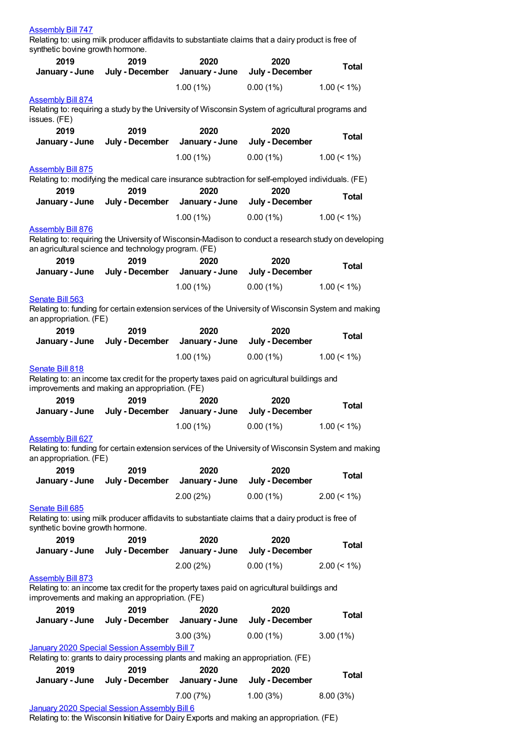[Assembly Bill 747](#)
Relating to: using milk producer affidavits to substantiate claims that a dairy product is free of synthetic bovine growth hormone.

| 2019 January - June | 2019 July - December | 2020 January - June | 2020 July - December | Total |
|---|---|---|---|---|
| | | 1.00 (1%) | 0.00 (1%) | 1.00 (< 1%) |

[Assembly Bill 874](#)
Relating to: requiring a study by the University of Wisconsin System of agricultural programs and issues. (FE)

| 2019 January - June | 2019 July - December | 2020 January - June | 2020 July - December | Total |
|---|---|---|---|---|
| | | 1.00 (1%) | 0.00 (1%) | 1.00 (< 1%) |

[Assembly Bill 875](#)
Relating to: modifying the medical care insurance subtraction for self-employed individuals. (FE)

| 2019 January - June | 2019 July - December | 2020 January - June | 2020 July - December | Total |
|---|---|---|---|---|
| | | 1.00 (1%) | 0.00 (1%) | 1.00 (< 1%) |

[Assembly Bill 876](#)
Relating to: requiring the University of Wisconsin-Madison to conduct a research study on developing an agricultural science and technology program. (FE)

| 2019 January - June | 2019 July - December | 2020 January - June | 2020 July - December | Total |
|---|---|---|---|---|
| | | 1.00 (1%) | 0.00 (1%) | 1.00 (< 1%) |

[Senate Bill 563](#)
Relating to: funding for certain extension services of the University of Wisconsin System and making an appropriation. (FE)

| 2019 January - June | 2019 July - December | 2020 January - June | 2020 July - December | Total |
|---|---|---|---|---|
| | | 1.00 (1%) | 0.00 (1%) | 1.00 (< 1%) |

[Senate Bill 818](#)
Relating to: an income tax credit for the property taxes paid on agricultural buildings and improvements and making an appropriation. (FE)

| 2019 January - June | 2019 July - December | 2020 January - June | 2020 July - December | Total |
|---|---|---|---|---|
| | | 1.00 (1%) | 0.00 (1%) | 1.00 (< 1%) |

[Assembly Bill 627](#)
Relating to: funding for certain extension services of the University of Wisconsin System and making an appropriation. (FE)

| 2019 January - June | 2019 July - December | 2020 January - June | 2020 July - December | Total |
|---|---|---|---|---|
| | | 2.00 (2%) | 0.00 (1%) | 2.00 (< 1%) |

[Senate Bill 685](#)
Relating to: using milk producer affidavits to substantiate claims that a dairy product is free of synthetic bovine growth hormone.

| 2019 January - June | 2019 July - December | 2020 January - June | 2020 July - December | Total |
|---|---|---|---|---|
| | | 2.00 (2%) | 0.00 (1%) | 2.00 (< 1%) |

[Assembly Bill 873](#)
Relating to: an income tax credit for the property taxes paid on agricultural buildings and improvements and making an appropriation. (FE)

| 2019 January - June | 2019 July - December | 2020 January - June | 2020 July - December | Total |
|---|---|---|---|---|
| | | 3.00 (3%) | 0.00 (1%) | 3.00 (1%) |

[January 2020 Special Session Assembly Bill 7](#)
Relating to: grants to dairy processing plants and making an appropriation. (FE)

| 2019 January - June | 2019 July - December | 2020 January - June | 2020 July - December | Total |
|---|---|---|---|---|
| | | 7.00 (7%) | 1.00 (3%) | 8.00 (3%) |

[January 2020 Special Session Assembly Bill 6](#)
Relating to: the Wisconsin Initiative for Dairy Exports and making an appropriation. (FE)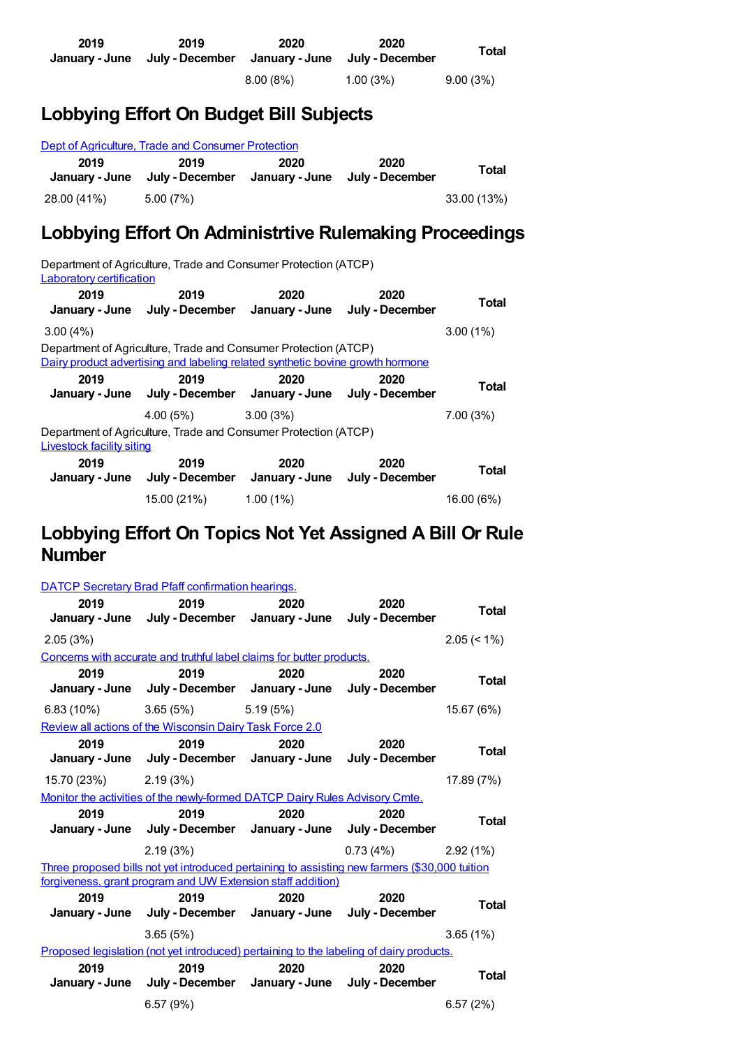| 2019 January - June | 2019 July - December | 2020 January - June | 2020 July - December | Total |
|---|---|---|---|---|
| | | 8.00 (8%) | 1.00 (3%) | 9.00 (3%) |

## Lobbying Effort On Budget Bill Subjects

Dept of Agriculture, Trade and Consumer Protection

| 2019 January - June | 2019 July - December | 2020 January - June | 2020 July - December | Total |
|---|---|---|---|---|
| 28.00 (41%) | 5.00 (7%) | | | 33.00 (13%) |

## Lobbying Effort On Administrtive Rulemaking Proceedings

Department of Agriculture, Trade and Consumer Protection (ATCP)
Laboratory certification

| 2019 January - June | 2019 July - December | 2020 January - June | 2020 July - December | Total |
|---|---|---|---|---|
| 3.00 (4%) | | | | 3.00 (1%) |

Department of Agriculture, Trade and Consumer Protection (ATCP)
Dairy product advertising and labeling related synthetic bovine growth hormone

| 2019 January - June | 2019 July - December | 2020 January - June | 2020 July - December | Total |
|---|---|---|---|---|
| | 4.00 (5%) | 3.00 (3%) | | 7.00 (3%) |

Department of Agriculture, Trade and Consumer Protection (ATCP)
Livestock facility siting

| 2019 January - June | 2019 July - December | 2020 January - June | 2020 July - December | Total |
|---|---|---|---|---|
| | 15.00 (21%) | 1.00 (1%) | | 16.00 (6%) |

## Lobbying Effort On Topics Not Yet Assigned A Bill Or Rule Number

DATCP Secretary Brad Pfaff confirmation hearings.

| 2019 January - June | 2019 July - December | 2020 January - June | 2020 July - December | Total |
|---|---|---|---|---|
| 2.05 (3%) | | | | 2.05 (< 1%) |

Concerns with accurate and truthful label claims for butter products.

| 2019 January - June | 2019 July - December | 2020 January - June | 2020 July - December | Total |
|---|---|---|---|---|
| 6.83 (10%) | 3.65 (5%) | 5.19 (5%) | | 15.67 (6%) |

Review all actions of the Wisconsin Dairy Task Force 2.0

| 2019 January - June | 2019 July - December | 2020 January - June | 2020 July - December | Total |
|---|---|---|---|---|
| 15.70 (23%) | 2.19 (3%) | | | 17.89 (7%) |

Monitor the activities of the newly-formed DATCP Dairy Rules Advisory Cmte.

| 2019 January - June | 2019 July - December | 2020 January - June | 2020 July - December | Total |
|---|---|---|---|---|
| | 2.19 (3%) | | 0.73 (4%) | 2.92 (1%) |

Three proposed bills not yet introduced pertaining to assisting new farmers ($30,000 tuition forgiveness, grant program and UW Extension staff addition)

| 2019 January - June | 2019 July - December | 2020 January - June | 2020 July - December | Total |
|---|---|---|---|---|
| | 3.65 (5%) | | | 3.65 (1%) |

Proposed legislation (not yet introduced) pertaining to the labeling of dairy products.

| 2019 January - June | 2019 July - December | 2020 January - June | 2020 July - December | Total |
|---|---|---|---|---|
| | 6.57 (9%) | | | 6.57 (2%) |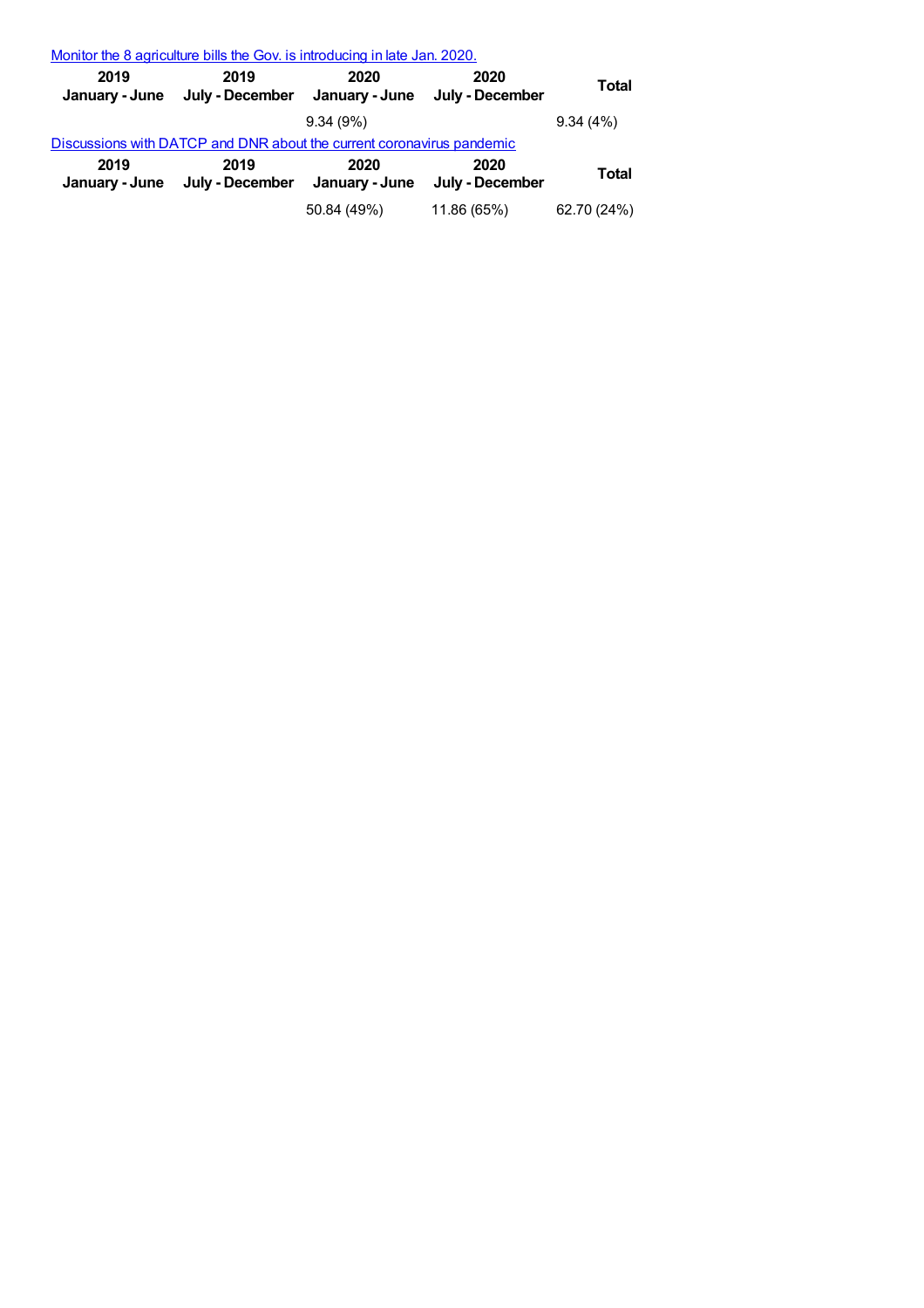[Monitor the 8 agriculture bills the Gov. is introducing in late Jan. 2020.]

| 2019 January - June | 2019 July - December | 2020 January - June | 2020 July - December | Total |
|---|---|---|---|---|
| | | 9.34 (9%) | | 9.34 (4%) |

[Discussions with DATCP and DNR about the current coronavirus pandemic]

| 2019 January - June | 2019 July - December | 2020 January - June | 2020 July - December | Total |
|---|---|---|---|---|
| | | 50.84 (49%) | 11.86 (65%) | 62.70 (24%) |